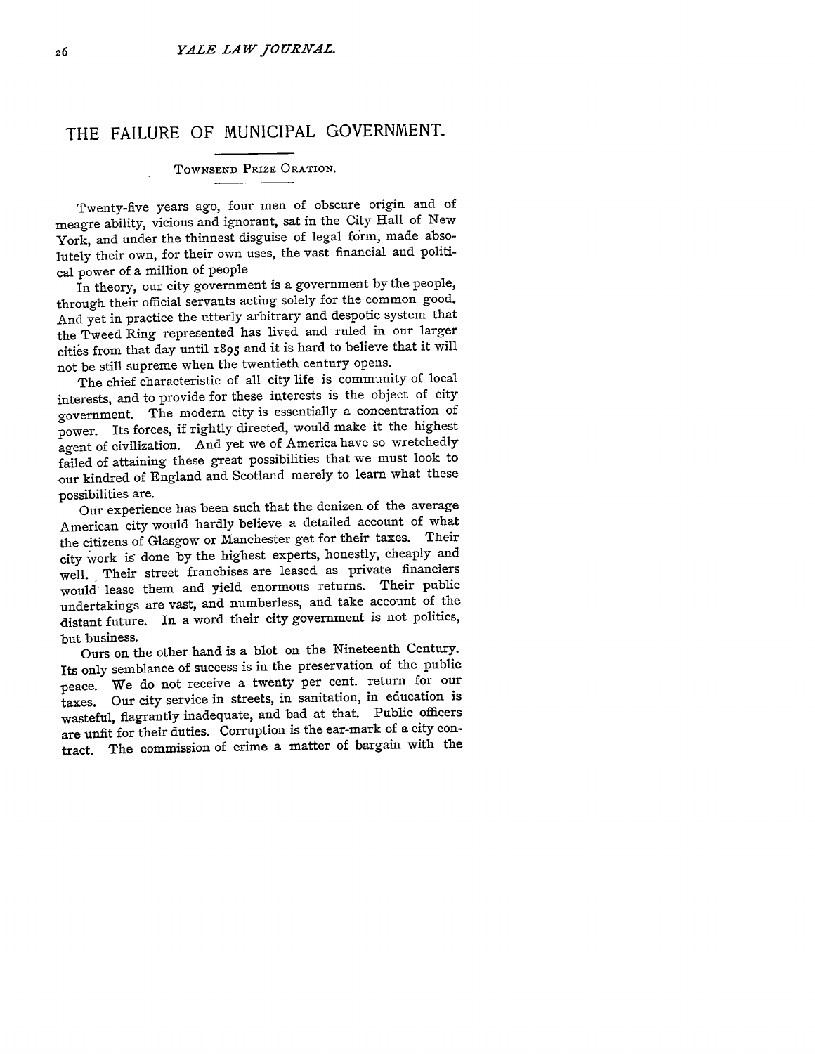# THE FAILURE OF MUNICIPAL GOVERNMENT.

TOWNSEND PRIZE ORATION.

Twenty-five years ago, four men of obscure origin and of meagre ability, vicious and ignorant, sat in the City Hall of New York, and under the thinnest disguise of legal form, made absolutely their own, for their own uses, the vast financial and political power of a million of people

In theory, our city government is a government by the people, through their official servants acting solely for the common good. And yet in practice the utterly arbitrary and despotic system that the Tweed Ring represented has lived and ruled in our larger cities from that day until 1895 and it is hard to believe that it will not be still supreme when the twentieth century opens.

The chief characteristic of all city life is community of local interests, and to provide for these interests is the object of city government. The modern city is essentially a concentration of power. Its forces, if rightly directed, would make it the highest agent of civilization. And yet we of America have so wretchedly failed of attaining these great possibilities that we must look to our kindred of England and Scotland merely to learn what these possibilities are.

Our experience has been such that the denizen of the average American city would hardly believe a detailed account of what the citizens of Glasgow or Manchester get for their taxes. Their city work is done by the highest experts, honestly, cheaply and well. Their street franchises are leased as private financiers would lease them and yield enormous returns. Their public undertakings are vast, and numberless, and take account of the distant future. In a word their city government is not politics, but business.

Ours on the other hand is a blot on the Nineteenth Century. Its only semblance of success is in the preservation of the public peace. We do not receive a twenty per cent. return for our taxes. Our city service in streets, in sanitation, in education is wasteful, flagrantly inadequate, and bad at that. Public officers are unfit for their duties. Corruption is the ear-mark of a city contract. The commission of crime a matter of bargain with the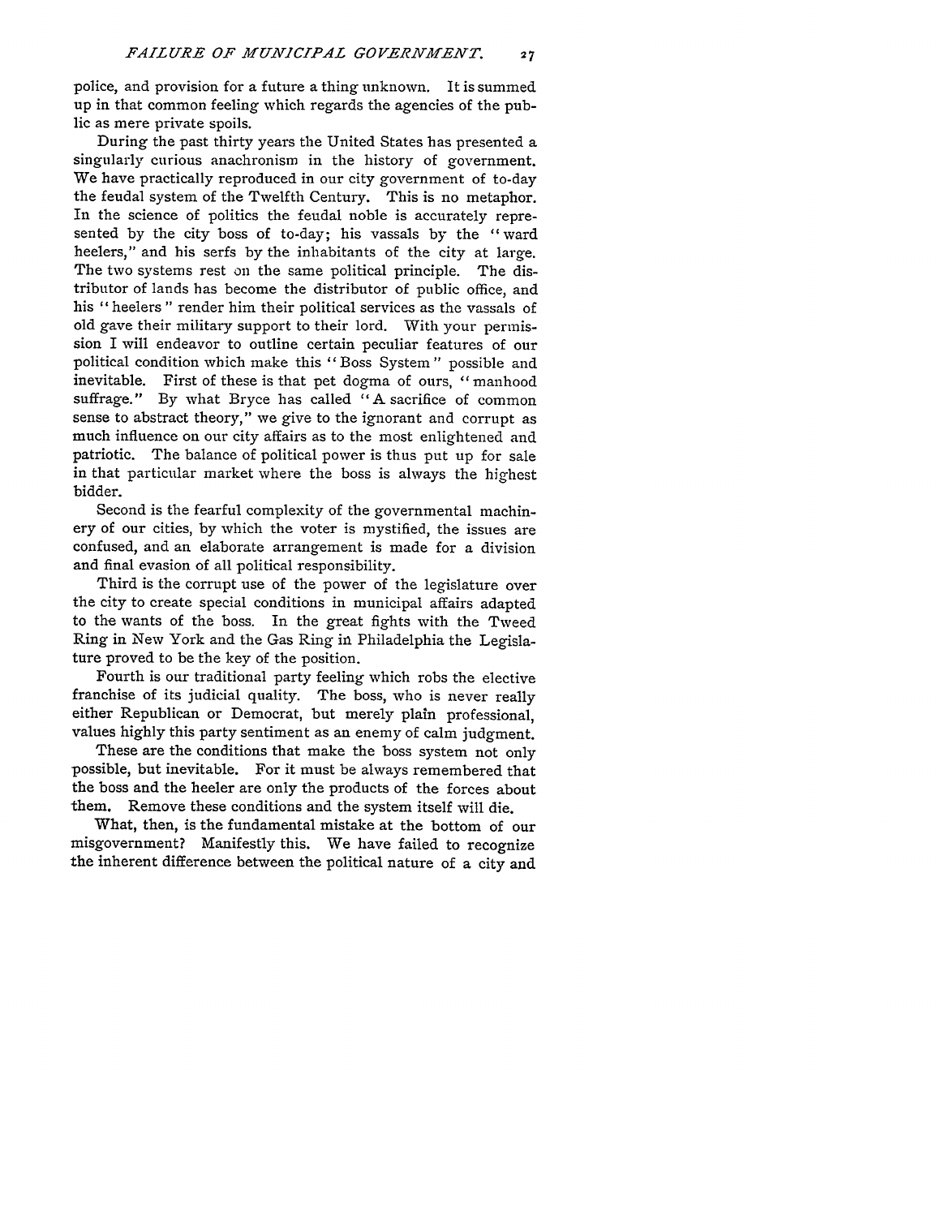police, and provision for a future a thing unknown. It is summed up in that common feeling which regards the agencies of the public as mere private spoils.

During the past thirty years the United States has presented a singularly curious anachronism in the history of government. We have practically reproduced in our city government of to-day the feudal system of the Twelfth Century. This is no metaphor. In the science of politics the feudal noble is accurately represented by the city boss of to-day; his vassals by the "ward heelers," and his serfs by the inhabitants of the city at large. The two systems rest on the same political principle. The distributor of lands has become the distributor of public office, and his "heelers" render him their political services as the vassals of old gave their military support to their lord. With your permission I will endeavor to outline certain peculiar features of our political condition which make this "Boss System" possible and inevitable. First of these is that pet dogma of ours, "manhood suffrage." By what Bryce has called "A sacrifice of common sense to abstract theory," we give to the ignorant and corrupt as much influence on our city affairs as to the most enlightened and patriotic. The balance of political power is thus put up for sale in that particular market where the boss is always the highest bidder.

Second is the fearful complexity of the governmental machinery of our cities, by which the voter is mystified, the issues are confused, and an elaborate arrangement is made for a division and final evasion of all political responsibility.

Third is the corrupt use of the power of the legislature over the city to create special conditions in municipal affairs adapted to the wants of the boss. In the great fights with the Tweed Ring in New York and the Gas Ring in Philadelphia the Legislature proved to be the key of the position.

Fourth is our traditional party feeling which robs the elective franchise of its judicial quality. The boss, who is never really either Republican or Democrat, but merely plain professional, values highly this party sentiment as an enemy of calm judgment.

These are the conditions that make the boss system not only possible, but inevitable. For it must be always remembered that the boss and the heeler are only the products of the forces about them. Remove these conditions and the system itself will die.

What, then, is the fundamental mistake at the bottom of our misgovernment? Manifestly this. We have failed to recognize the inherent difference between the political nature of a city and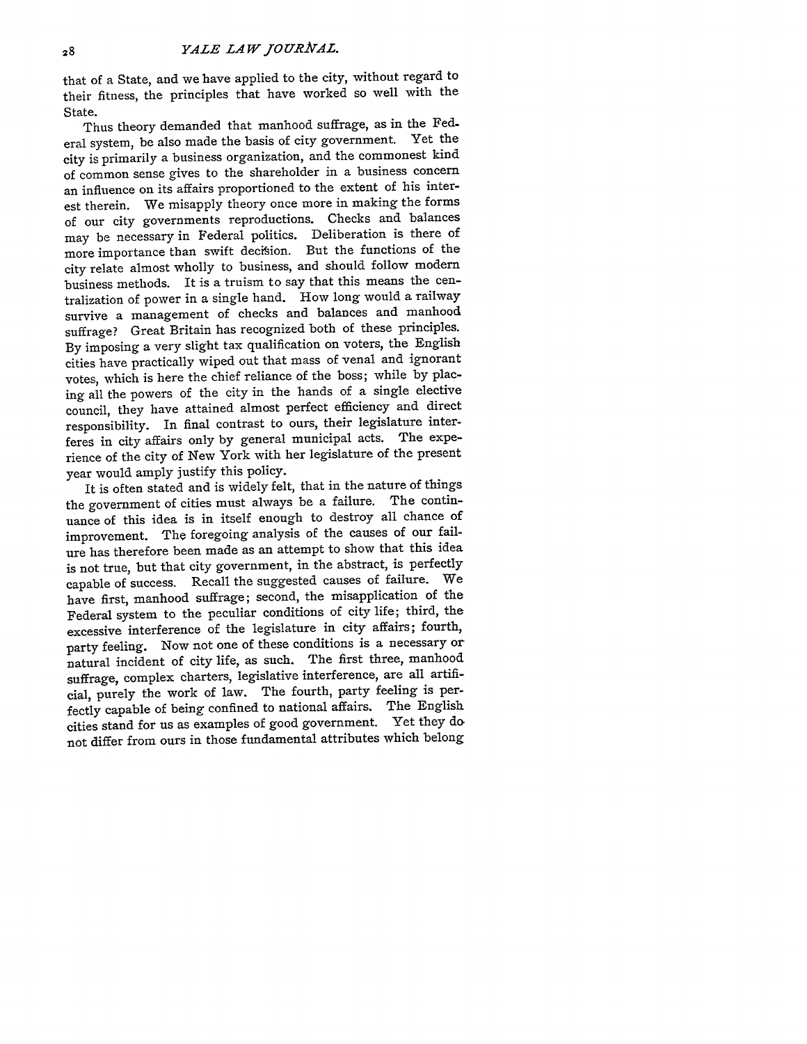that of a State, and we have applied to the city, without regard to their fitness, the principles that have worked so well with the State.

Thus theory demanded that manhood suffrage, as in the Federal system, be also made the basis of city government. Yet the city is primarily a business organization, and the commonest kind of common sense gives to the shareholder in a business concern an influence on its affairs proportioned to the extent of his interest therein. We misapply theory once more in making the forms of our city governments reproductions. Checks and balances may be necessary in Federal politics. Deliberation is there of more importance than swift decision. But the functions of the city relate almost wholly to business, and should follow modern business methods. It is a truism to say that this means the centralization of power in a single hand. How long would a railway survive a management of checks and balances and manhood suffrage? Great Britain has recognized both of these principles. By imposing a very slight tax qualification on voters, the English cities have practically wiped out that mass of venal and ignorant votes, which is here the chief reliance of the boss; while by placing all the powers of the city in the hands of a single elective council, they have attained almost perfect efficiency and direct responsibility. In final contrast to ours, their legislature interferes in city affairs only by general municipal acts. The experience of the city of New York with her legislature of the present year would amply justify this policy.

It is often stated and is widely felt, that in the nature of things the government of cities must always be a failure. The continuance of this idea is in itself enough to destroy all chance of improvement. The foregoing analysis of the causes of our failure has therefore been made as an attempt to show that this idea is not true, but that city government, in the abstract, is perfectly capable of success. Recall the suggested causes of failure. We have first, manhood suffrage; second, the misapplication of the Federal system to the peculiar conditions of city life; third, the excessive interference of the legislature in city affairs; fourth, party feeling. Now not one of these conditions is a necessary or natural incident of city life, as such. The first three, manhood suffrage, complex charters, legislative interference, are all artificial, purely the work of law. The fourth, party feeling is perfectly capable of being confined to national affairs. The English cities stand for us as examples of good government. Yet they do not differ from ours in those fundamental attributes which belong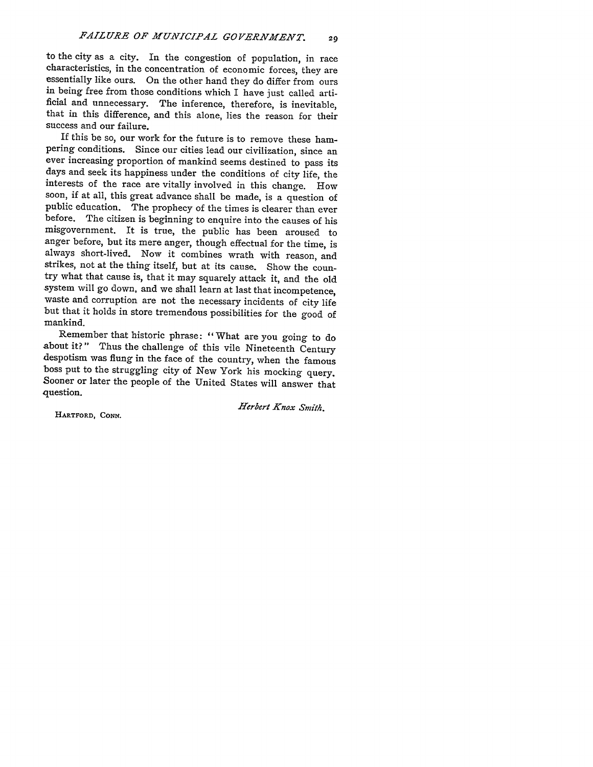to the city as a city. In the congestion of population, in race characteristics, in the concentration of economic forces, they are essentially like ours. On the other hand they do differ from ours in being free from those conditions which I have just called artificial and unnecessary. The inference, therefore, is inevitable, that in this difference, and this alone, lies the reason for their success and our failure.

If this be so, our work for the future is to remove these hampering conditions. Since our cities lead our civilization, since an ever increasing proportion of mankind seems destined to pass its days and seek its happiness under the conditions of city life, the interests of the race are vitally involved in this change. How soon, if at all, this great advance shall be made, is a question of public education. The prophecy of the times is clearer than ever before. The citizen is beginning to enquire into the causes of his misgovernment. It is true, the public has been aroused to anger before, but its mere anger, though effectual for the time, is always short-lived. Now it combines wrath with reason, and strikes, not at the thing itself, but at its cause. Show the country what that cause is, that it may squarely attack it, and the old system will go down, and we shall learn at last that incompetence, waste and corruption are not the necessary incidents of city life but that it holds in store tremendous possibilities for the good of mankind.

Remember that historic phrase: "What are you going to do about it?" Thus the challenge of this vile Nineteenth Century despotism was flung in the face of the country, when the famous boss put to the struggling city of New York his mocking query. Sooner or later the people of the United States will answer that question.

*Herbert Knox Smith.*

HARTFORD, CONN.